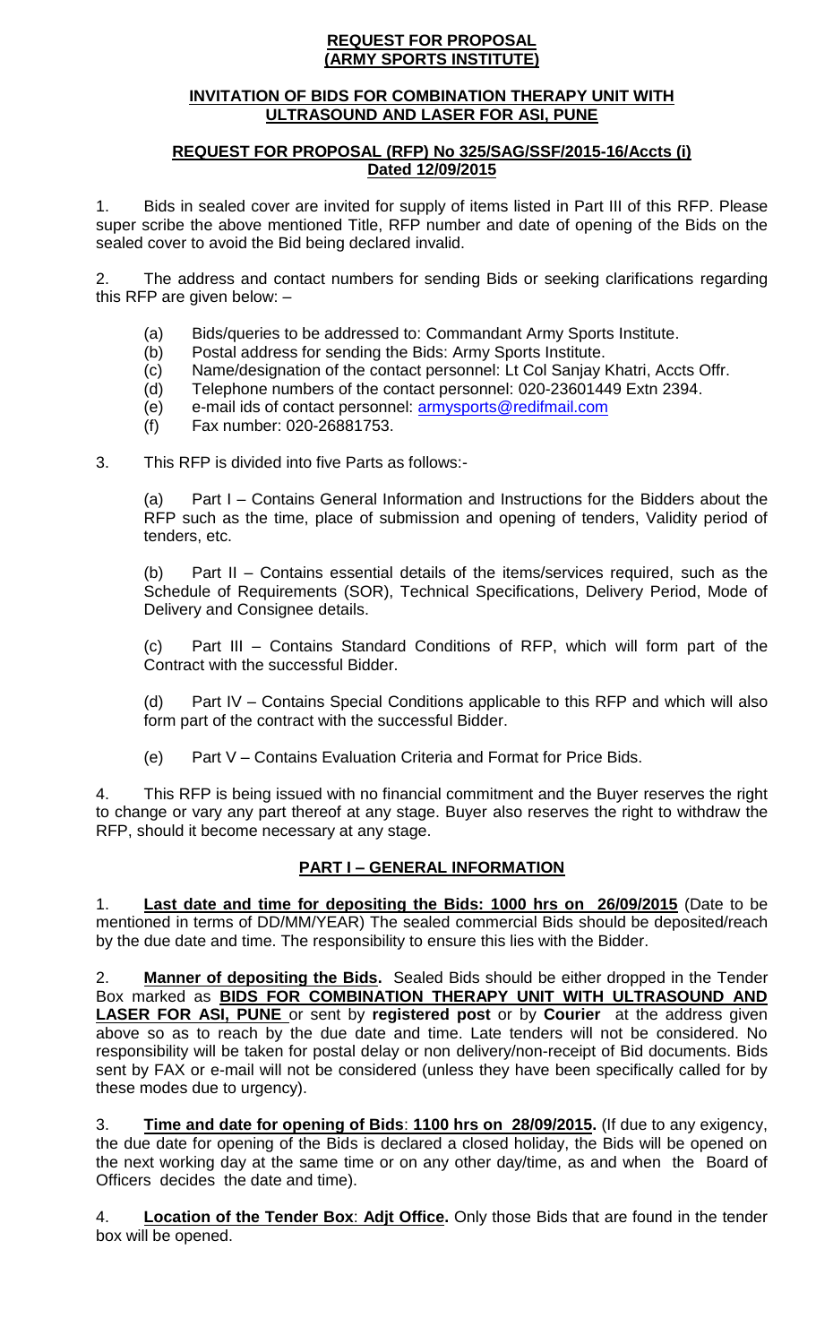# REQUEST FOR PROPOSAL (ARMY SPORTS INSTITUTE)

## INVITATION OF BIDS FOR COMBINATION THERAPY UNIT WITH ULTRASOUND AND LASER FOR ASI, PUNE

## REQUEST FOR PROPOSAL (RFP) No 325/SAG/SSF/2015-16/Accts (i) Dated 12/09/2015

1. Bids in sealed cover are invited for supply of items listed in Part III of this RFP. Please super scribe the above mentioned Title, RFP number and date of opening of the Bids on the sealed cover to avoid the Bid being declared invalid.

2. The address and contact numbers for sending Bids or seeking clarifications regarding this RFP are given below: –

   (a) Bids/queries to be addressed to: Commandant Army Sports Institute.
   (b) Postal address for sending the Bids: Army Sports Institute.
   (c) Name/designation of the contact personnel: Lt Col Sanjay Khatri, Accts Offr.
   (d) Telephone numbers of the contact personnel: 020-23601449 Extn 2394.
   (e) e-mail ids of contact personnel: armysports@redifmail.com
   (f) Fax number: 020-26881753.

3. This RFP is divided into five Parts as follows:-

   (a) Part I – Contains General Information and Instructions for the Bidders about the RFP such as the time, place of submission and opening of tenders, Validity period of tenders, etc.

   (b) Part II – Contains essential details of the items/services required, such as the Schedule of Requirements (SOR), Technical Specifications, Delivery Period, Mode of Delivery and Consignee details.

   (c) Part III – Contains Standard Conditions of RFP, which will form part of the Contract with the successful Bidder.

   (d) Part IV – Contains Special Conditions applicable to this RFP and which will also form part of the contract with the successful Bidder.

   (e) Part V – Contains Evaluation Criteria and Format for Price Bids.

4. This RFP is being issued with no financial commitment and the Buyer reserves the right to change or vary any part thereof at any stage. Buyer also reserves the right to withdraw the RFP, should it become necessary at any stage.

## PART I – GENERAL INFORMATION

1. **Last date and time for depositing the Bids: 1000 hrs on 26/09/2015** (Date to be mentioned in terms of DD/MM/YEAR) The sealed commercial Bids should be deposited/reach by the due date and time. The responsibility to ensure this lies with the Bidder.

2. **Manner of depositing the Bids.** Sealed Bids should be either dropped in the Tender Box marked as **BIDS FOR COMBINATION THERAPY UNIT WITH ULTRASOUND AND LASER FOR ASI, PUNE** or sent by **registered post** or by **Courier** at the address given above so as to reach by the due date and time. Late tenders will not be considered. No responsibility will be taken for postal delay or non delivery/non-receipt of Bid documents. Bids sent by FAX or e-mail will not be considered (unless they have been specifically called for by these modes due to urgency).

3. **Time and date for opening of Bids**: **1100 hrs on 28/09/2015.** (If due to any exigency, the due date for opening of the Bids is declared a closed holiday, the Bids will be opened on the next working day at the same time or on any other day/time, as and when the Board of Officers decides the date and time).

4. **Location of the Tender Box**: **Adjt Office.** Only those Bids that are found in the tender box will be opened.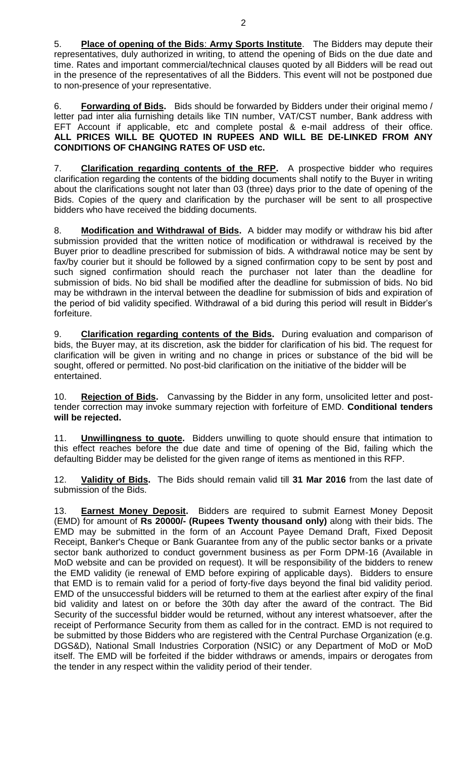5. **Place of opening of the Bids**: **Army Sports Institute**. The Bidders may depute their representatives, duly authorized in writing, to attend the opening of Bids on the due date and time. Rates and important commercial/technical clauses quoted by all Bidders will be read out in the presence of the representatives of all the Bidders. This event will not be postponed due to non-presence of your representative.

6. **Forwarding of Bids.** Bids should be forwarded by Bidders under their original memo / letter pad inter alia furnishing details like TIN number, VAT/CST number, Bank address with EFT Account if applicable, etc and complete postal & e-mail address of their office. **ALL PRICES WILL BE QUOTED IN RUPEES AND WILL BE DE-LINKED FROM ANY CONDITIONS OF CHANGING RATES OF USD etc.**

7. **Clarification regarding contents of the RFP.** A prospective bidder who requires clarification regarding the contents of the bidding documents shall notify to the Buyer in writing about the clarifications sought not later than 03 (three) days prior to the date of opening of the Bids. Copies of the query and clarification by the purchaser will be sent to all prospective bidders who have received the bidding documents.

8. **Modification and Withdrawal of Bids.** A bidder may modify or withdraw his bid after submission provided that the written notice of modification or withdrawal is received by the Buyer prior to deadline prescribed for submission of bids. A withdrawal notice may be sent by fax/by courier but it should be followed by a signed confirmation copy to be sent by post and such signed confirmation should reach the purchaser not later than the deadline for submission of bids. No bid shall be modified after the deadline for submission of bids. No bid may be withdrawn in the interval between the deadline for submission of bids and expiration of the period of bid validity specified. Withdrawal of a bid during this period will result in Bidder's forfeiture.

9. **Clarification regarding contents of the Bids.** During evaluation and comparison of bids, the Buyer may, at its discretion, ask the bidder for clarification of his bid. The request for clarification will be given in writing and no change in prices or substance of the bid will be sought, offered or permitted. No post-bid clarification on the initiative of the bidder will be entertained.

10. **Rejection of Bids.** Canvassing by the Bidder in any form, unsolicited letter and post-tender correction may invoke summary rejection with forfeiture of EMD. **Conditional tenders will be rejected.**

11. **Unwillingness to quote.** Bidders unwilling to quote should ensure that intimation to this effect reaches before the due date and time of opening of the Bid, failing which the defaulting Bidder may be delisted for the given range of items as mentioned in this RFP.

12. **Validity of Bids.** The Bids should remain valid till **31 Mar 2016** from the last date of submission of the Bids.

13. **Earnest Money Deposit.** Bidders are required to submit Earnest Money Deposit (EMD) for amount of **Rs 20000/- (Rupees Twenty thousand only)** along with their bids. The EMD may be submitted in the form of an Account Payee Demand Draft, Fixed Deposit Receipt, Banker's Cheque or Bank Guarantee from any of the public sector banks or a private sector bank authorized to conduct government business as per Form DPM-16 (Available in MoD website and can be provided on request). It will be responsibility of the bidders to renew the EMD validity (ie renewal of EMD before expiring of applicable days). Bidders to ensure that EMD is to remain valid for a period of forty-five days beyond the final bid validity period. EMD of the unsuccessful bidders will be returned to them at the earliest after expiry of the final bid validity and latest on or before the 30th day after the award of the contract. The Bid Security of the successful bidder would be returned, without any interest whatsoever, after the receipt of Performance Security from them as called for in the contract. EMD is not required to be submitted by those Bidders who are registered with the Central Purchase Organization (e.g. DGS&D), National Small Industries Corporation (NSIC) or any Department of MoD or MoD itself. The EMD will be forfeited if the bidder withdraws or amends, impairs or derogates from the tender in any respect within the validity period of their tender.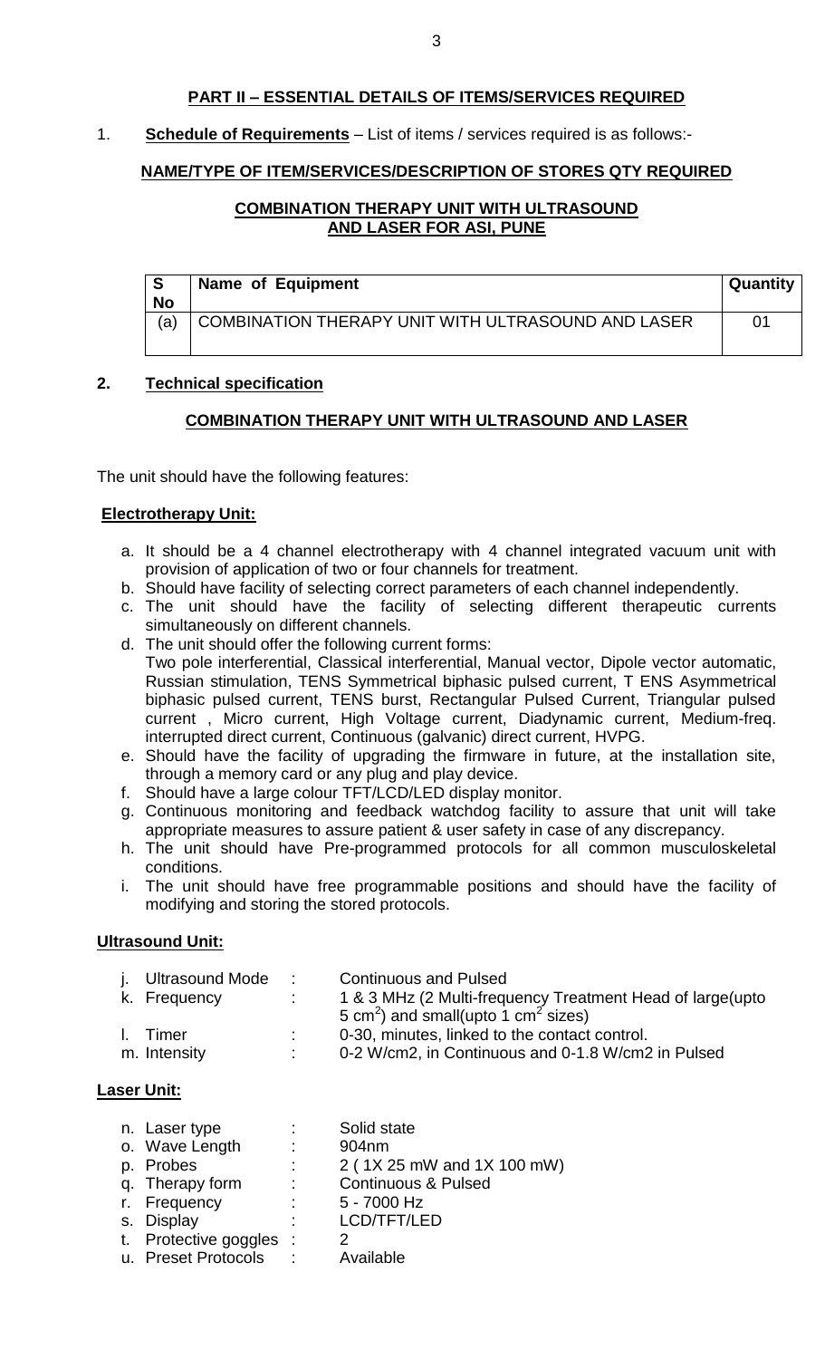## PART II – ESSENTIAL DETAILS OF ITEMS/SERVICES REQUIRED

1. **Schedule of Requirements** – List of items / services required is as follows:-

**NAME/TYPE OF ITEM/SERVICES/DESCRIPTION OF STORES QTY REQUIRED**

**COMBINATION THERAPY UNIT WITH ULTRASOUND AND LASER FOR ASI, PUNE**

| S No | Name of Equipment | Quantity |
|---|---|---|
| (a) | COMBINATION THERAPY UNIT WITH ULTRASOUND AND LASER | 01 |

**2. Technical specification**

**COMBINATION THERAPY UNIT WITH ULTRASOUND AND LASER**

The unit should have the following features:

**Electrotherapy Unit:**

a. It should be a 4 channel electrotherapy with 4 channel integrated vacuum unit with provision of application of two or four channels for treatment.
b. Should have facility of selecting correct parameters of each channel independently.
c. The unit should have the facility of selecting different therapeutic currents simultaneously on different channels.
d. The unit should offer the following current forms:
Two pole interferential, Classical interferential, Manual vector, Dipole vector automatic, Russian stimulation, TENS Symmetrical biphasic pulsed current, T ENS Asymmetrical biphasic pulsed current, TENS burst, Rectangular Pulsed Current, Triangular pulsed current , Micro current, High Voltage current, Diadynamic current, Medium-freq. interrupted direct current, Continuous (galvanic) direct current, HVPG.
e. Should have the facility of upgrading the firmware in future, at the installation site, through a memory card or any plug and play device.
f. Should have a large colour TFT/LCD/LED display monitor.
g. Continuous monitoring and feedback watchdog facility to assure that unit will take appropriate measures to assure patient & user safety in case of any discrepancy.
h. The unit should have Pre-programmed protocols for all common musculoskeletal conditions.
i. The unit should have free programmable positions and should have the facility of modifying and storing the stored protocols.

**Ultrasound Unit:**

j. Ultrasound Mode : Continuous and Pulsed
k. Frequency : 1 & 3 MHz (2 Multi-frequency Treatment Head of large(upto 5 $cm^2$) and small(upto 1 $cm^2$ sizes)
l. Timer : 0-30, minutes, linked to the contact control.
m. Intensity : 0-2 W/cm2, in Continuous and 0-1.8 W/cm2 in Pulsed

**Laser Unit:**

n. Laser type : Solid state
o. Wave Length : 904nm
p. Probes : 2 ( 1X 25 mW and 1X 100 mW)
q. Therapy form : Continuous & Pulsed
r. Frequency : 5 - 7000 Hz
s. Display : LCD/TFT/LED
t. Protective goggles : 2
u. Preset Protocols : Available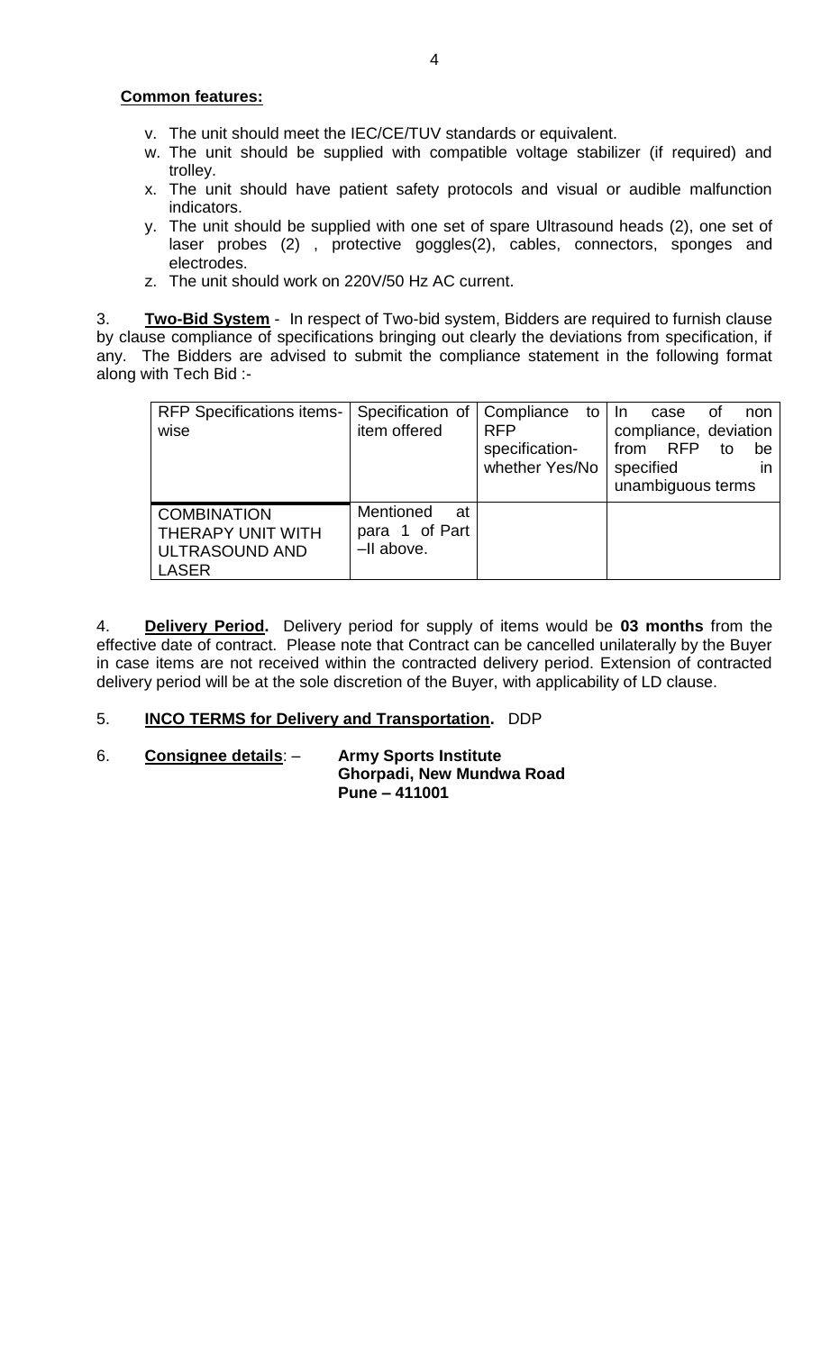**Common features:**

v. The unit should meet the IEC/CE/TUV standards or equivalent.
w. The unit should be supplied with compatible voltage stabilizer (if required) and trolley.
x. The unit should have patient safety protocols and visual or audible malfunction indicators.
y. The unit should be supplied with one set of spare Ultrasound heads (2), one set of laser probes (2) , protective goggles(2), cables, connectors, sponges and electrodes.
z. The unit should work on 220V/50 Hz AC current.

3. **Two-Bid System** - In respect of Two-bid system, Bidders are required to furnish clause by clause compliance of specifications bringing out clearly the deviations from specification, if any. The Bidders are advised to submit the compliance statement in the following format along with Tech Bid :-

| RFP Specifications items-wise | Specification of item offered | Compliance to RFP specification-whether Yes/No | In case of non compliance, deviation from RFP to be specified in unambiguous terms |
|---|---|---|---|
| COMBINATION THERAPY UNIT WITH ULTRASOUND AND LASER | Mentioned at para 1 of Part –II above. | | |

4. **Delivery Period.** Delivery period for supply of items would be **03 months** from the effective date of contract. Please note that Contract can be cancelled unilaterally by the Buyer in case items are not received within the contracted delivery period. Extension of contracted delivery period will be at the sole discretion of the Buyer, with applicability of LD clause.

5. **INCO TERMS for Delivery and Transportation.** DDP

6. **Consignee details**: – **Army Sports Institute**
**Ghorpadi, New Mundwa Road**
**Pune – 411001**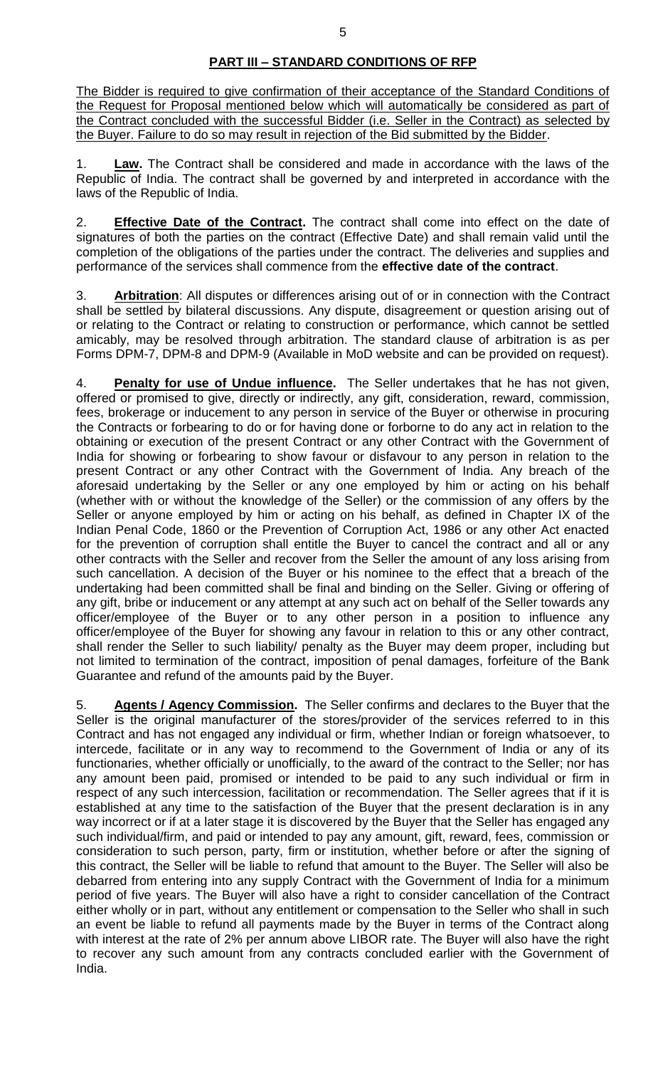## PART III – STANDARD CONDITIONS OF RFP

The Bidder is required to give confirmation of their acceptance of the Standard Conditions of the Request for Proposal mentioned below which will automatically be considered as part of the Contract concluded with the successful Bidder (i.e. Seller in the Contract) as selected by the Buyer. Failure to do so may result in rejection of the Bid submitted by the Bidder.

1. **Law.** The Contract shall be considered and made in accordance with the laws of the Republic of India. The contract shall be governed by and interpreted in accordance with the laws of the Republic of India.

2. **Effective Date of the Contract.** The contract shall come into effect on the date of signatures of both the parties on the contract (Effective Date) and shall remain valid until the completion of the obligations of the parties under the contract. The deliveries and supplies and performance of the services shall commence from the **effective date of the contract**.

3. **Arbitration**: All disputes or differences arising out of or in connection with the Contract shall be settled by bilateral discussions. Any dispute, disagreement or question arising out of or relating to the Contract or relating to construction or performance, which cannot be settled amicably, may be resolved through arbitration. The standard clause of arbitration is as per Forms DPM-7, DPM-8 and DPM-9 (Available in MoD website and can be provided on request).

4. **Penalty for use of Undue influence.** The Seller undertakes that he has not given, offered or promised to give, directly or indirectly, any gift, consideration, reward, commission, fees, brokerage or inducement to any person in service of the Buyer or otherwise in procuring the Contracts or forbearing to do or for having done or forborne to do any act in relation to the obtaining or execution of the present Contract or any other Contract with the Government of India for showing or forbearing to show favour or disfavour to any person in relation to the present Contract or any other Contract with the Government of India. Any breach of the aforesaid undertaking by the Seller or any one employed by him or acting on his behalf (whether with or without the knowledge of the Seller) or the commission of any offers by the Seller or anyone employed by him or acting on his behalf, as defined in Chapter IX of the Indian Penal Code, 1860 or the Prevention of Corruption Act, 1986 or any other Act enacted for the prevention of corruption shall entitle the Buyer to cancel the contract and all or any other contracts with the Seller and recover from the Seller the amount of any loss arising from such cancellation. A decision of the Buyer or his nominee to the effect that a breach of the undertaking had been committed shall be final and binding on the Seller. Giving or offering of any gift, bribe or inducement or any attempt at any such act on behalf of the Seller towards any officer/employee of the Buyer or to any other person in a position to influence any officer/employee of the Buyer for showing any favour in relation to this or any other contract, shall render the Seller to such liability/ penalty as the Buyer may deem proper, including but not limited to termination of the contract, imposition of penal damages, forfeiture of the Bank Guarantee and refund of the amounts paid by the Buyer.

5. **Agents / Agency Commission.** The Seller confirms and declares to the Buyer that the Seller is the original manufacturer of the stores/provider of the services referred to in this Contract and has not engaged any individual or firm, whether Indian or foreign whatsoever, to intercede, facilitate or in any way to recommend to the Government of India or any of its functionaries, whether officially or unofficially, to the award of the contract to the Seller; nor has any amount been paid, promised or intended to be paid to any such individual or firm in respect of any such intercession, facilitation or recommendation. The Seller agrees that if it is established at any time to the satisfaction of the Buyer that the present declaration is in any way incorrect or if at a later stage it is discovered by the Buyer that the Seller has engaged any such individual/firm, and paid or intended to pay any amount, gift, reward, fees, commission or consideration to such person, party, firm or institution, whether before or after the signing of this contract, the Seller will be liable to refund that amount to the Buyer. The Seller will also be debarred from entering into any supply Contract with the Government of India for a minimum period of five years. The Buyer will also have a right to consider cancellation of the Contract either wholly or in part, without any entitlement or compensation to the Seller who shall in such an event be liable to refund all payments made by the Buyer in terms of the Contract along with interest at the rate of 2% per annum above LIBOR rate. The Buyer will also have the right to recover any such amount from any contracts concluded earlier with the Government of India.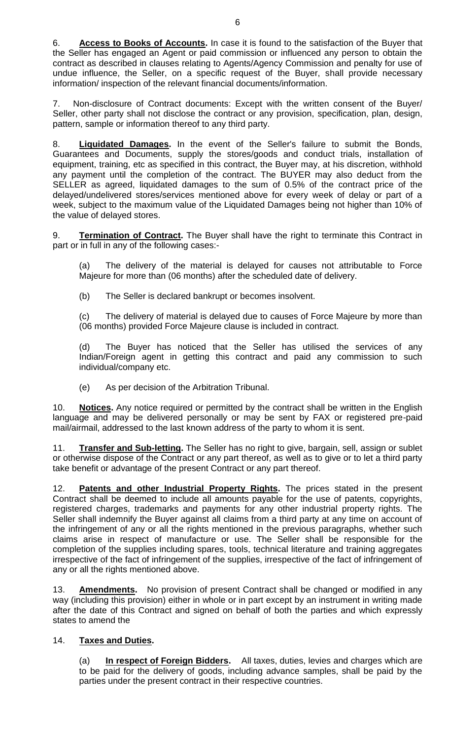6. **Access to Books of Accounts.** In case it is found to the satisfaction of the Buyer that the Seller has engaged an Agent or paid commission or influenced any person to obtain the contract as described in clauses relating to Agents/Agency Commission and penalty for use of undue influence, the Seller, on a specific request of the Buyer, shall provide necessary information/ inspection of the relevant financial documents/information.

7. Non-disclosure of Contract documents: Except with the written consent of the Buyer/ Seller, other party shall not disclose the contract or any provision, specification, plan, design, pattern, sample or information thereof to any third party.

8. **Liquidated Damages.** In the event of the Seller's failure to submit the Bonds, Guarantees and Documents, supply the stores/goods and conduct trials, installation of equipment, training, etc as specified in this contract, the Buyer may, at his discretion, withhold any payment until the completion of the contract. The BUYER may also deduct from the SELLER as agreed, liquidated damages to the sum of 0.5% of the contract price of the delayed/undelivered stores/services mentioned above for every week of delay or part of a week, subject to the maximum value of the Liquidated Damages being not higher than 10% of the value of delayed stores.

9. **Termination of Contract.** The Buyer shall have the right to terminate this Contract in part or in full in any of the following cases:-

(a) The delivery of the material is delayed for causes not attributable to Force Majeure for more than (06 months) after the scheduled date of delivery.

(b) The Seller is declared bankrupt or becomes insolvent.

(c) The delivery of material is delayed due to causes of Force Majeure by more than (06 months) provided Force Majeure clause is included in contract.

(d) The Buyer has noticed that the Seller has utilised the services of any Indian/Foreign agent in getting this contract and paid any commission to such individual/company etc.

(e) As per decision of the Arbitration Tribunal.

10. **Notices.** Any notice required or permitted by the contract shall be written in the English language and may be delivered personally or may be sent by FAX or registered pre-paid mail/airmail, addressed to the last known address of the party to whom it is sent.

11. **Transfer and Sub-letting.** The Seller has no right to give, bargain, sell, assign or sublet or otherwise dispose of the Contract or any part thereof, as well as to give or to let a third party take benefit or advantage of the present Contract or any part thereof.

12. **Patents and other Industrial Property Rights.** The prices stated in the present Contract shall be deemed to include all amounts payable for the use of patents, copyrights, registered charges, trademarks and payments for any other industrial property rights. The Seller shall indemnify the Buyer against all claims from a third party at any time on account of the infringement of any or all the rights mentioned in the previous paragraphs, whether such claims arise in respect of manufacture or use. The Seller shall be responsible for the completion of the supplies including spares, tools, technical literature and training aggregates irrespective of the fact of infringement of the supplies, irrespective of the fact of infringement of any or all the rights mentioned above.

13. **Amendments.** No provision of present Contract shall be changed or modified in any way (including this provision) either in whole or in part except by an instrument in writing made after the date of this Contract and signed on behalf of both the parties and which expressly states to amend the

14. **Taxes and Duties.**

(a) **In respect of Foreign Bidders.** All taxes, duties, levies and charges which are to be paid for the delivery of goods, including advance samples, shall be paid by the parties under the present contract in their respective countries.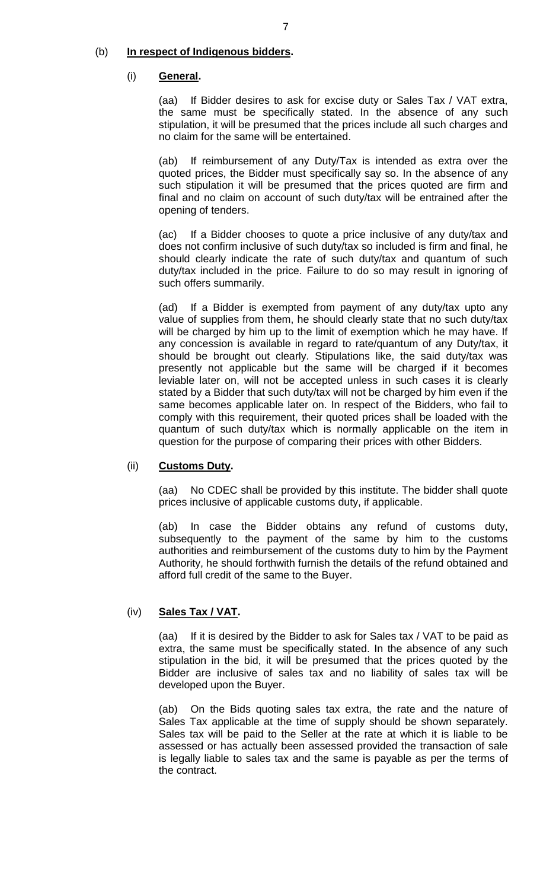(b) **<u>In respect of Indigenous bidders</u>.**

(i) **<u>General</u>.**

(aa) If Bidder desires to ask for excise duty or Sales Tax / VAT extra, the same must be specifically stated. In the absence of any such stipulation, it will be presumed that the prices include all such charges and no claim for the same will be entertained.

(ab) If reimbursement of any Duty/Tax is intended as extra over the quoted prices, the Bidder must specifically say so. In the absence of any such stipulation it will be presumed that the prices quoted are firm and final and no claim on account of such duty/tax will be entrained after the opening of tenders.

(ac) If a Bidder chooses to quote a price inclusive of any duty/tax and does not confirm inclusive of such duty/tax so included is firm and final, he should clearly indicate the rate of such duty/tax and quantum of such duty/tax included in the price. Failure to do so may result in ignoring of such offers summarily.

(ad) If a Bidder is exempted from payment of any duty/tax upto any value of supplies from them, he should clearly state that no such duty/tax will be charged by him up to the limit of exemption which he may have. If any concession is available in regard to rate/quantum of any Duty/tax, it should be brought out clearly. Stipulations like, the said duty/tax was presently not applicable but the same will be charged if it becomes leviable later on, will not be accepted unless in such cases it is clearly stated by a Bidder that such duty/tax will not be charged by him even if the same becomes applicable later on. In respect of the Bidders, who fail to comply with this requirement, their quoted prices shall be loaded with the quantum of such duty/tax which is normally applicable on the item in question for the purpose of comparing their prices with other Bidders.

(ii) **<u>Customs Duty</u>.**

(aa) No CDEC shall be provided by this institute. The bidder shall quote prices inclusive of applicable customs duty, if applicable.

(ab) In case the Bidder obtains any refund of customs duty, subsequently to the payment of the same by him to the customs authorities and reimbursement of the customs duty to him by the Payment Authority, he should forthwith furnish the details of the refund obtained and afford full credit of the same to the Buyer.

(iv) **<u>Sales Tax / VAT</u>.**

(aa) If it is desired by the Bidder to ask for Sales tax / VAT to be paid as extra, the same must be specifically stated. In the absence of any such stipulation in the bid, it will be presumed that the prices quoted by the Bidder are inclusive of sales tax and no liability of sales tax will be developed upon the Buyer.

(ab) On the Bids quoting sales tax extra, the rate and the nature of Sales Tax applicable at the time of supply should be shown separately. Sales tax will be paid to the Seller at the rate at which it is liable to be assessed or has actually been assessed provided the transaction of sale is legally liable to sales tax and the same is payable as per the terms of the contract.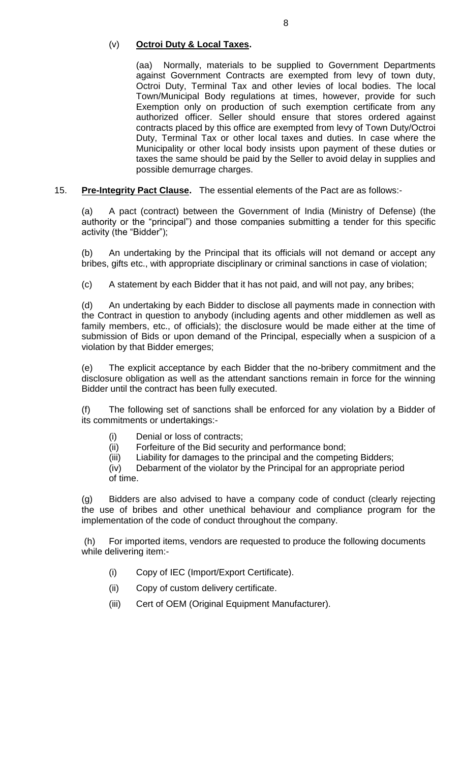(v) **Octroi Duty & Local Taxes.**

(aa) Normally, materials to be supplied to Government Departments against Government Contracts are exempted from levy of town duty, Octroi Duty, Terminal Tax and other levies of local bodies. The local Town/Municipal Body regulations at times, however, provide for such Exemption only on production of such exemption certificate from any authorized officer. Seller should ensure that stores ordered against contracts placed by this office are exempted from levy of Town Duty/Octroi Duty, Terminal Tax or other local taxes and duties. In case where the Municipality or other local body insists upon payment of these duties or taxes the same should be paid by the Seller to avoid delay in supplies and possible demurrage charges.

15. **Pre-Integrity Pact Clause.** The essential elements of the Pact are as follows:-

(a) A pact (contract) between the Government of India (Ministry of Defense) (the authority or the "principal") and those companies submitting a tender for this specific activity (the "Bidder");

(b) An undertaking by the Principal that its officials will not demand or accept any bribes, gifts etc., with appropriate disciplinary or criminal sanctions in case of violation;

(c) A statement by each Bidder that it has not paid, and will not pay, any bribes;

(d) An undertaking by each Bidder to disclose all payments made in connection with the Contract in question to anybody (including agents and other middlemen as well as family members, etc., of officials); the disclosure would be made either at the time of submission of Bids or upon demand of the Principal, especially when a suspicion of a violation by that Bidder emerges;

(e) The explicit acceptance by each Bidder that the no-bribery commitment and the disclosure obligation as well as the attendant sanctions remain in force for the winning Bidder until the contract has been fully executed.

(f) The following set of sanctions shall be enforced for any violation by a Bidder of its commitments or undertakings:-

(i) Denial or loss of contracts;
(ii) Forfeiture of the Bid security and performance bond;
(iii) Liability for damages to the principal and the competing Bidders;
(iv) Debarment of the violator by the Principal for an appropriate period of time.

(g) Bidders are also advised to have a company code of conduct (clearly rejecting the use of bribes and other unethical behaviour and compliance program for the implementation of the code of conduct throughout the company.

(h) For imported items, vendors are requested to produce the following documents while delivering item:-

(i) Copy of IEC (Import/Export Certificate).

(ii) Copy of custom delivery certificate.

(iii) Cert of OEM (Original Equipment Manufacturer).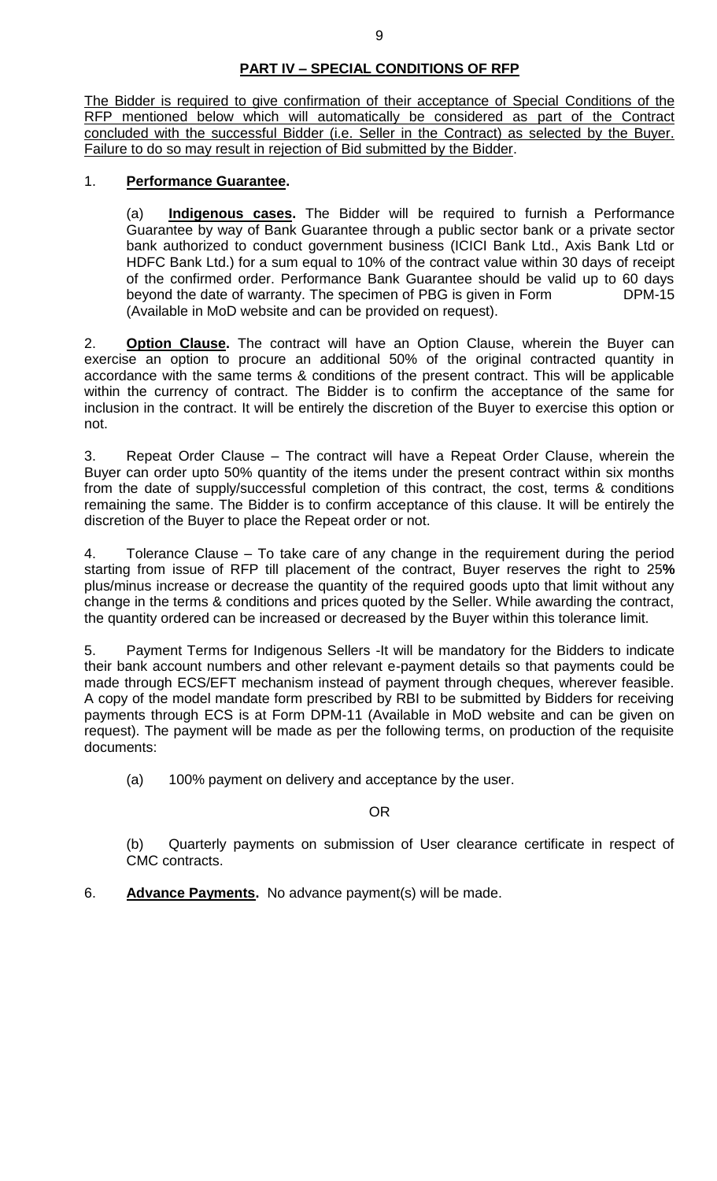## PART IV – SPECIAL CONDITIONS OF RFP

The Bidder is required to give confirmation of their acceptance of Special Conditions of the RFP mentioned below which will automatically be considered as part of the Contract concluded with the successful Bidder (i.e. Seller in the Contract) as selected by the Buyer. Failure to do so may result in rejection of Bid submitted by the Bidder.

1. **Performance Guarantee.**

   (a) **Indigenous cases.** The Bidder will be required to furnish a Performance Guarantee by way of Bank Guarantee through a public sector bank or a private sector bank authorized to conduct government business (ICICI Bank Ltd., Axis Bank Ltd or HDFC Bank Ltd.) for a sum equal to 10% of the contract value within 30 days of receipt of the confirmed order. Performance Bank Guarantee should be valid up to 60 days beyond the date of warranty. The specimen of PBG is given in Form DPM-15 (Available in MoD website and can be provided on request).

2. **Option Clause.** The contract will have an Option Clause, wherein the Buyer can exercise an option to procure an additional 50% of the original contracted quantity in accordance with the same terms & conditions of the present contract. This will be applicable within the currency of contract. The Bidder is to confirm the acceptance of the same for inclusion in the contract. It will be entirely the discretion of the Buyer to exercise this option or not.

3. Repeat Order Clause – The contract will have a Repeat Order Clause, wherein the Buyer can order upto 50% quantity of the items under the present contract within six months from the date of supply/successful completion of this contract, the cost, terms & conditions remaining the same. The Bidder is to confirm acceptance of this clause. It will be entirely the discretion of the Buyer to place the Repeat order or not.

4. Tolerance Clause – To take care of any change in the requirement during the period starting from issue of RFP till placement of the contract, Buyer reserves the right to 25**%** plus/minus increase or decrease the quantity of the required goods upto that limit without any change in the terms & conditions and prices quoted by the Seller. While awarding the contract, the quantity ordered can be increased or decreased by the Buyer within this tolerance limit.

5. Payment Terms for Indigenous Sellers -It will be mandatory for the Bidders to indicate their bank account numbers and other relevant e-payment details so that payments could be made through ECS/EFT mechanism instead of payment through cheques, wherever feasible. A copy of the model mandate form prescribed by RBI to be submitted by Bidders for receiving payments through ECS is at Form DPM-11 (Available in MoD website and can be given on request). The payment will be made as per the following terms, on production of the requisite documents:

   (a) 100% payment on delivery and acceptance by the user.

   OR

   (b) Quarterly payments on submission of User clearance certificate in respect of CMC contracts.

6. **Advance Payments.** No advance payment(s) will be made.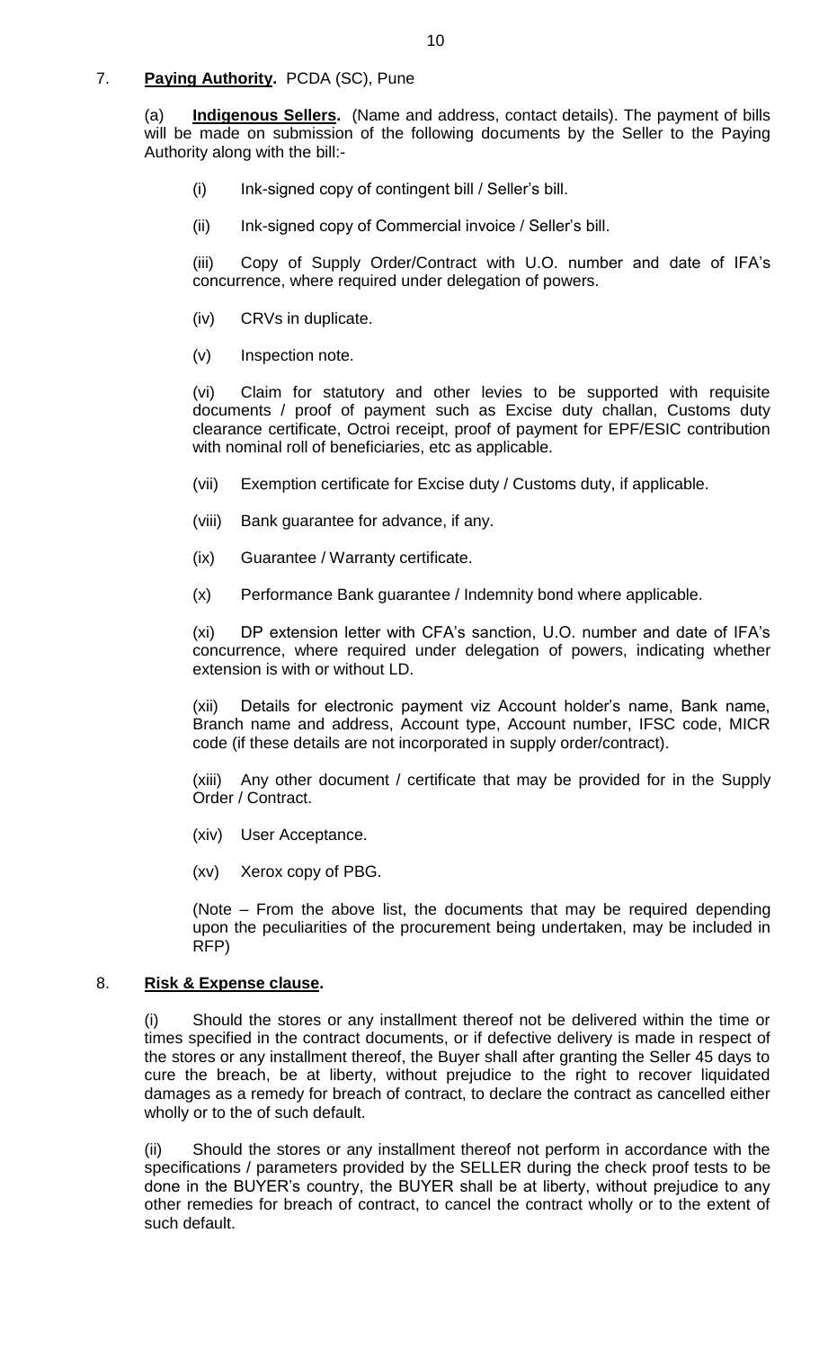7. **Paying Authority.** PCDA (SC), Pune

(a) **Indigenous Sellers.** (Name and address, contact details). The payment of bills will be made on submission of the following documents by the Seller to the Paying Authority along with the bill:-

(i) Ink-signed copy of contingent bill / Seller's bill.

(ii) Ink-signed copy of Commercial invoice / Seller's bill.

(iii) Copy of Supply Order/Contract with U.O. number and date of IFA's concurrence, where required under delegation of powers.

(iv) CRVs in duplicate.

(v) Inspection note.

(vi) Claim for statutory and other levies to be supported with requisite documents / proof of payment such as Excise duty challan, Customs duty clearance certificate, Octroi receipt, proof of payment for EPF/ESIC contribution with nominal roll of beneficiaries, etc as applicable.

(vii) Exemption certificate for Excise duty / Customs duty, if applicable.

(viii) Bank guarantee for advance, if any.

(ix) Guarantee / Warranty certificate.

(x) Performance Bank guarantee / Indemnity bond where applicable.

(xi) DP extension letter with CFA's sanction, U.O. number and date of IFA's concurrence, where required under delegation of powers, indicating whether extension is with or without LD.

(xii) Details for electronic payment viz Account holder's name, Bank name, Branch name and address, Account type, Account number, IFSC code, MICR code (if these details are not incorporated in supply order/contract).

(xiii) Any other document / certificate that may be provided for in the Supply Order / Contract.

(xiv) User Acceptance.

(xv) Xerox copy of PBG.

(Note – From the above list, the documents that may be required depending upon the peculiarities of the procurement being undertaken, may be included in RFP)

8. **Risk & Expense clause.**

(i) Should the stores or any installment thereof not be delivered within the time or times specified in the contract documents, or if defective delivery is made in respect of the stores or any installment thereof, the Buyer shall after granting the Seller 45 days to cure the breach, be at liberty, without prejudice to the right to recover liquidated damages as a remedy for breach of contract, to declare the contract as cancelled either wholly or to the of such default.

(ii) Should the stores or any installment thereof not perform in accordance with the specifications / parameters provided by the SELLER during the check proof tests to be done in the BUYER's country, the BUYER shall be at liberty, without prejudice to any other remedies for breach of contract, to cancel the contract wholly or to the extent of such default.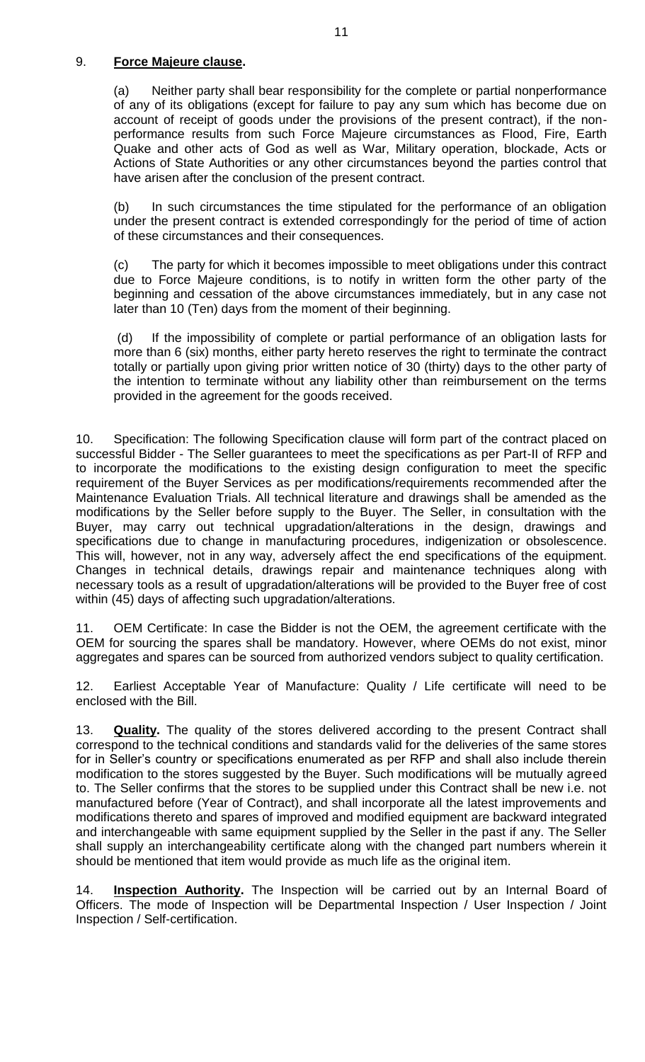9. **Force Majeure clause.**

(a) Neither party shall bear responsibility for the complete or partial nonperformance of any of its obligations (except for failure to pay any sum which has become due on account of receipt of goods under the provisions of the present contract), if the non-performance results from such Force Majeure circumstances as Flood, Fire, Earth Quake and other acts of God as well as War, Military operation, blockade, Acts or Actions of State Authorities or any other circumstances beyond the parties control that have arisen after the conclusion of the present contract.

(b) In such circumstances the time stipulated for the performance of an obligation under the present contract is extended correspondingly for the period of time of action of these circumstances and their consequences.

(c) The party for which it becomes impossible to meet obligations under this contract due to Force Majeure conditions, is to notify in written form the other party of the beginning and cessation of the above circumstances immediately, but in any case not later than 10 (Ten) days from the moment of their beginning.

(d) If the impossibility of complete or partial performance of an obligation lasts for more than 6 (six) months, either party hereto reserves the right to terminate the contract totally or partially upon giving prior written notice of 30 (thirty) days to the other party of the intention to terminate without any liability other than reimbursement on the terms provided in the agreement for the goods received.

10. Specification: The following Specification clause will form part of the contract placed on successful Bidder - The Seller guarantees to meet the specifications as per Part-II of RFP and to incorporate the modifications to the existing design configuration to meet the specific requirement of the Buyer Services as per modifications/requirements recommended after the Maintenance Evaluation Trials. All technical literature and drawings shall be amended as the modifications by the Seller before supply to the Buyer. The Seller, in consultation with the Buyer, may carry out technical upgradation/alterations in the design, drawings and specifications due to change in manufacturing procedures, indigenization or obsolescence. This will, however, not in any way, adversely affect the end specifications of the equipment. Changes in technical details, drawings repair and maintenance techniques along with necessary tools as a result of upgradation/alterations will be provided to the Buyer free of cost within (45) days of affecting such upgradation/alterations.

11. OEM Certificate: In case the Bidder is not the OEM, the agreement certificate with the OEM for sourcing the spares shall be mandatory. However, where OEMs do not exist, minor aggregates and spares can be sourced from authorized vendors subject to quality certification.

12. Earliest Acceptable Year of Manufacture: Quality / Life certificate will need to be enclosed with the Bill.

13. **Quality.** The quality of the stores delivered according to the present Contract shall correspond to the technical conditions and standards valid for the deliveries of the same stores for in Seller's country or specifications enumerated as per RFP and shall also include therein modification to the stores suggested by the Buyer. Such modifications will be mutually agreed to. The Seller confirms that the stores to be supplied under this Contract shall be new i.e. not manufactured before (Year of Contract), and shall incorporate all the latest improvements and modifications thereto and spares of improved and modified equipment are backward integrated and interchangeable with same equipment supplied by the Seller in the past if any. The Seller shall supply an interchangeability certificate along with the changed part numbers wherein it should be mentioned that item would provide as much life as the original item.

14. **Inspection Authority.** The Inspection will be carried out by an Internal Board of Officers. The mode of Inspection will be Departmental Inspection / User Inspection / Joint Inspection / Self-certification.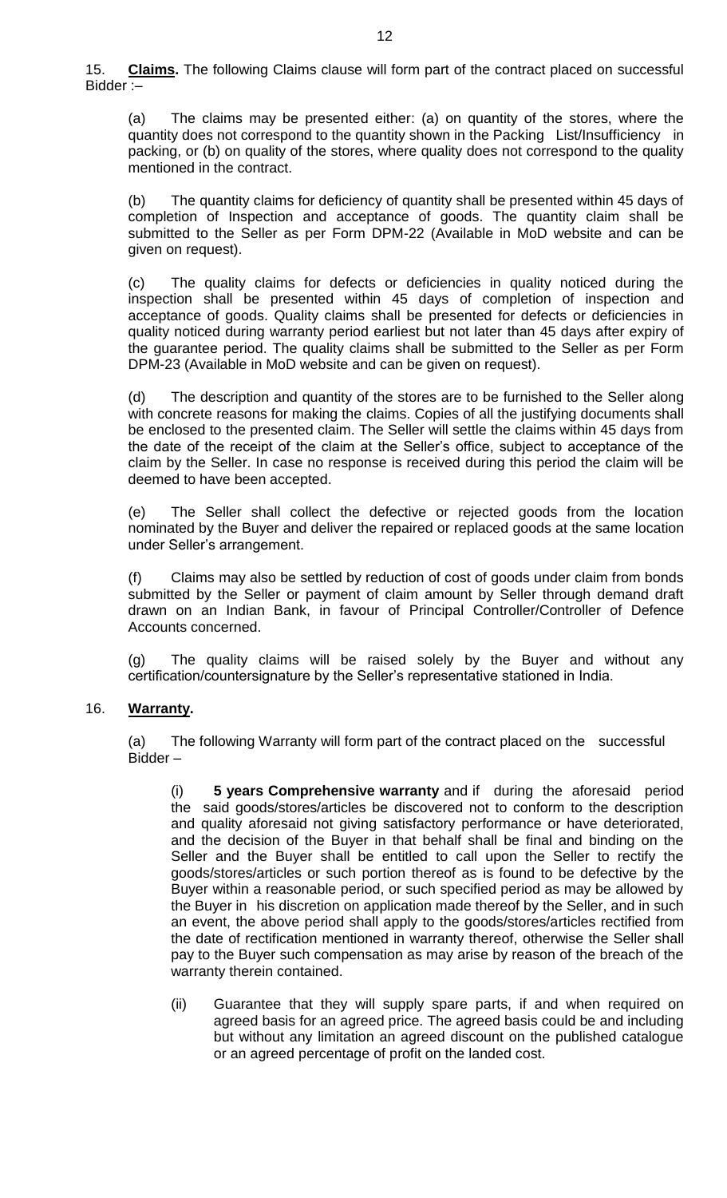15. **Claims.** The following Claims clause will form part of the contract placed on successful Bidder :–

(a) The claims may be presented either: (a) on quantity of the stores, where the quantity does not correspond to the quantity shown in the Packing List/Insufficiency in packing, or (b) on quality of the stores, where quality does not correspond to the quality mentioned in the contract.

(b) The quantity claims for deficiency of quantity shall be presented within 45 days of completion of Inspection and acceptance of goods. The quantity claim shall be submitted to the Seller as per Form DPM-22 (Available in MoD website and can be given on request).

(c) The quality claims for defects or deficiencies in quality noticed during the inspection shall be presented within 45 days of completion of inspection and acceptance of goods. Quality claims shall be presented for defects or deficiencies in quality noticed during warranty period earliest but not later than 45 days after expiry of the guarantee period. The quality claims shall be submitted to the Seller as per Form DPM-23 (Available in MoD website and can be given on request).

(d) The description and quantity of the stores are to be furnished to the Seller along with concrete reasons for making the claims. Copies of all the justifying documents shall be enclosed to the presented claim. The Seller will settle the claims within 45 days from the date of the receipt of the claim at the Seller's office, subject to acceptance of the claim by the Seller. In case no response is received during this period the claim will be deemed to have been accepted.

(e) The Seller shall collect the defective or rejected goods from the location nominated by the Buyer and deliver the repaired or replaced goods at the same location under Seller's arrangement.

(f) Claims may also be settled by reduction of cost of goods under claim from bonds submitted by the Seller or payment of claim amount by Seller through demand draft drawn on an Indian Bank, in favour of Principal Controller/Controller of Defence Accounts concerned.

(g) The quality claims will be raised solely by the Buyer and without any certification/countersignature by the Seller's representative stationed in India.

16. **Warranty.**

(a) The following Warranty will form part of the contract placed on the successful Bidder –

(i) **5 years Comprehensive warranty** and if during the aforesaid period the said goods/stores/articles be discovered not to conform to the description and quality aforesaid not giving satisfactory performance or have deteriorated, and the decision of the Buyer in that behalf shall be final and binding on the Seller and the Buyer shall be entitled to call upon the Seller to rectify the goods/stores/articles or such portion thereof as is found to be defective by the Buyer within a reasonable period, or such specified period as may be allowed by the Buyer in his discretion on application made thereof by the Seller, and in such an event, the above period shall apply to the goods/stores/articles rectified from the date of rectification mentioned in warranty thereof, otherwise the Seller shall pay to the Buyer such compensation as may arise by reason of the breach of the warranty therein contained.

(ii) Guarantee that they will supply spare parts, if and when required on agreed basis for an agreed price. The agreed basis could be and including but without any limitation an agreed discount on the published catalogue or an agreed percentage of profit on the landed cost.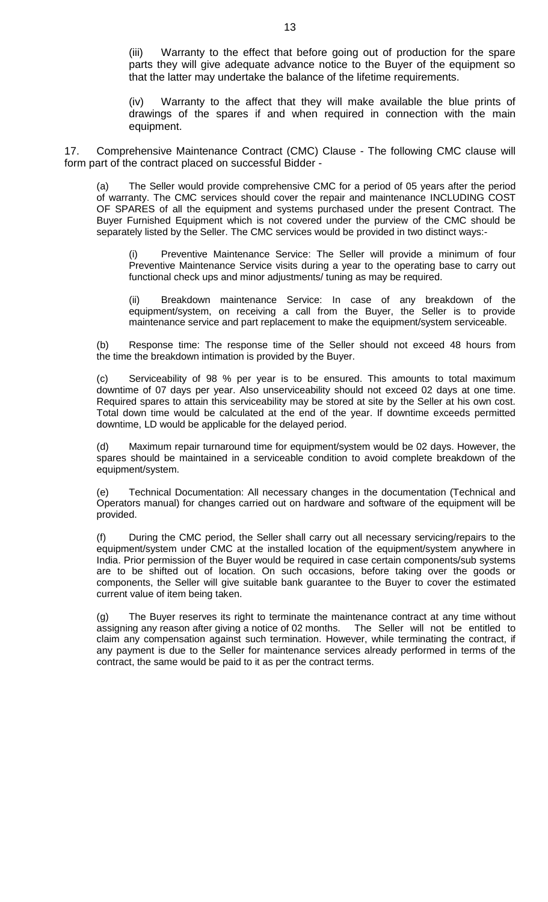(iii) Warranty to the effect that before going out of production for the spare parts they will give adequate advance notice to the Buyer of the equipment so that the latter may undertake the balance of the lifetime requirements.

(iv) Warranty to the affect that they will make available the blue prints of drawings of the spares if and when required in connection with the main equipment.

17. Comprehensive Maintenance Contract (CMC) Clause - The following CMC clause will form part of the contract placed on successful Bidder -

(a) The Seller would provide comprehensive CMC for a period of 05 years after the period of warranty. The CMC services should cover the repair and maintenance INCLUDING COST OF SPARES of all the equipment and systems purchased under the present Contract. The Buyer Furnished Equipment which is not covered under the purview of the CMC should be separately listed by the Seller. The CMC services would be provided in two distinct ways:-

(i) Preventive Maintenance Service: The Seller will provide a minimum of four Preventive Maintenance Service visits during a year to the operating base to carry out functional check ups and minor adjustments/ tuning as may be required.

(ii) Breakdown maintenance Service: In case of any breakdown of the equipment/system, on receiving a call from the Buyer, the Seller is to provide maintenance service and part replacement to make the equipment/system serviceable.

(b) Response time: The response time of the Seller should not exceed 48 hours from the time the breakdown intimation is provided by the Buyer.

(c) Serviceability of 98 % per year is to be ensured. This amounts to total maximum downtime of 07 days per year. Also unserviceability should not exceed 02 days at one time. Required spares to attain this serviceability may be stored at site by the Seller at his own cost. Total down time would be calculated at the end of the year. If downtime exceeds permitted downtime, LD would be applicable for the delayed period.

(d) Maximum repair turnaround time for equipment/system would be 02 days. However, the spares should be maintained in a serviceable condition to avoid complete breakdown of the equipment/system.

(e) Technical Documentation: All necessary changes in the documentation (Technical and Operators manual) for changes carried out on hardware and software of the equipment will be provided.

(f) During the CMC period, the Seller shall carry out all necessary servicing/repairs to the equipment/system under CMC at the installed location of the equipment/system anywhere in India. Prior permission of the Buyer would be required in case certain components/sub systems are to be shifted out of location. On such occasions, before taking over the goods or components, the Seller will give suitable bank guarantee to the Buyer to cover the estimated current value of item being taken.

(g) The Buyer reserves its right to terminate the maintenance contract at any time without assigning any reason after giving a notice of 02 months. The Seller will not be entitled to claim any compensation against such termination. However, while terminating the contract, if any payment is due to the Seller for maintenance services already performed in terms of the contract, the same would be paid to it as per the contract terms.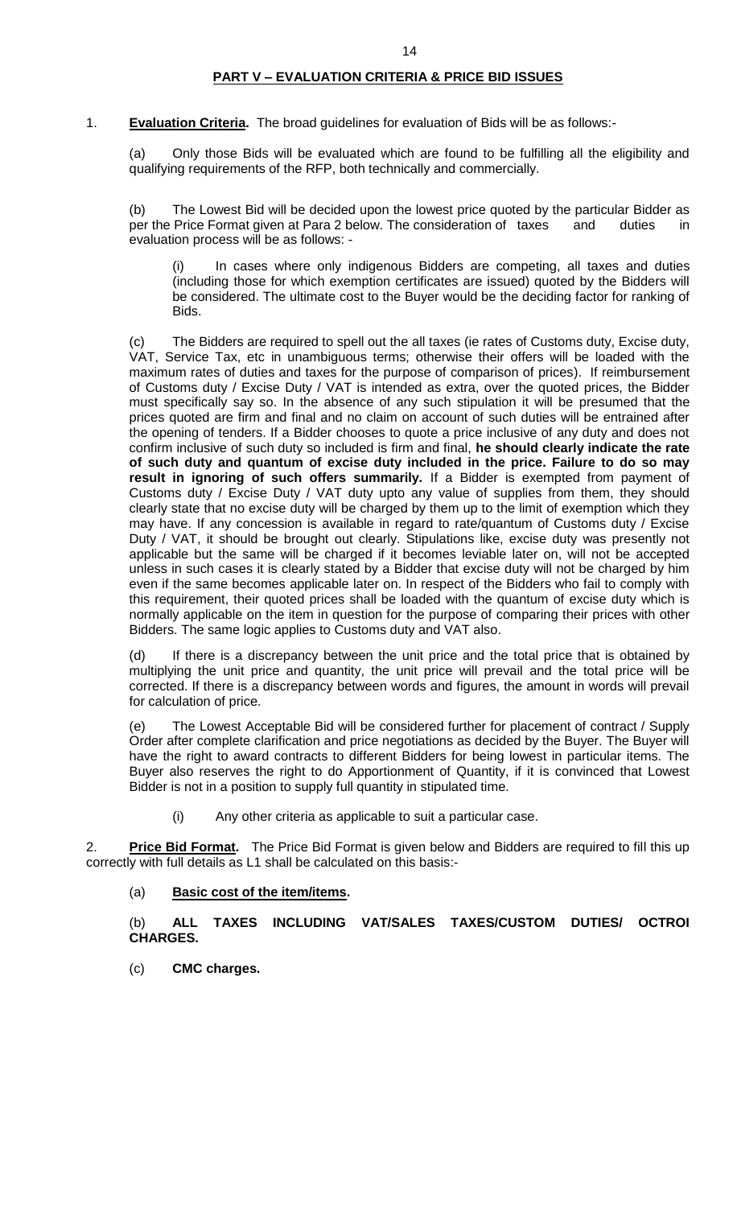## PART V – EVALUATION CRITERIA & PRICE BID ISSUES

1. **Evaluation Criteria.** The broad guidelines for evaluation of Bids will be as follows:-

(a) Only those Bids will be evaluated which are found to be fulfilling all the eligibility and qualifying requirements of the RFP, both technically and commercially.

(b) The Lowest Bid will be decided upon the lowest price quoted by the particular Bidder as per the Price Format given at Para 2 below. The consideration of taxes and duties in evaluation process will be as follows: -

(i) In cases where only indigenous Bidders are competing, all taxes and duties (including those for which exemption certificates are issued) quoted by the Bidders will be considered. The ultimate cost to the Buyer would be the deciding factor for ranking of Bids.

(c) The Bidders are required to spell out the all taxes (ie rates of Customs duty, Excise duty, VAT, Service Tax, etc in unambiguous terms; otherwise their offers will be loaded with the maximum rates of duties and taxes for the purpose of comparison of prices). If reimbursement of Customs duty / Excise Duty / VAT is intended as extra, over the quoted prices, the Bidder must specifically say so. In the absence of any such stipulation it will be presumed that the prices quoted are firm and final and no claim on account of such duties will be entrained after the opening of tenders. If a Bidder chooses to quote a price inclusive of any duty and does not confirm inclusive of such duty so included is firm and final, **he should clearly indicate the rate of such duty and quantum of excise duty included in the price. Failure to do so may result in ignoring of such offers summarily.** If a Bidder is exempted from payment of Customs duty / Excise Duty / VAT duty upto any value of supplies from them, they should clearly state that no excise duty will be charged by them up to the limit of exemption which they may have. If any concession is available in regard to rate/quantum of Customs duty / Excise Duty / VAT, it should be brought out clearly. Stipulations like, excise duty was presently not applicable but the same will be charged if it becomes leviable later on, will not be accepted unless in such cases it is clearly stated by a Bidder that excise duty will not be charged by him even if the same becomes applicable later on. In respect of the Bidders who fail to comply with this requirement, their quoted prices shall be loaded with the quantum of excise duty which is normally applicable on the item in question for the purpose of comparing their prices with other Bidders. The same logic applies to Customs duty and VAT also.

(d) If there is a discrepancy between the unit price and the total price that is obtained by multiplying the unit price and quantity, the unit price will prevail and the total price will be corrected. If there is a discrepancy between words and figures, the amount in words will prevail for calculation of price.

(e) The Lowest Acceptable Bid will be considered further for placement of contract / Supply Order after complete clarification and price negotiations as decided by the Buyer. The Buyer will have the right to award contracts to different Bidders for being lowest in particular items. The Buyer also reserves the right to do Apportionment of Quantity, if it is convinced that Lowest Bidder is not in a position to supply full quantity in stipulated time.

(i) Any other criteria as applicable to suit a particular case.

2. **Price Bid Format.** The Price Bid Format is given below and Bidders are required to fill this up correctly with full details as L1 shall be calculated on this basis:-

(a) **Basic cost of the item/items.**

(b) **ALL TAXES INCLUDING VAT/SALES TAXES/CUSTOM DUTIES/ OCTROI CHARGES.**

(c) **CMC charges.**